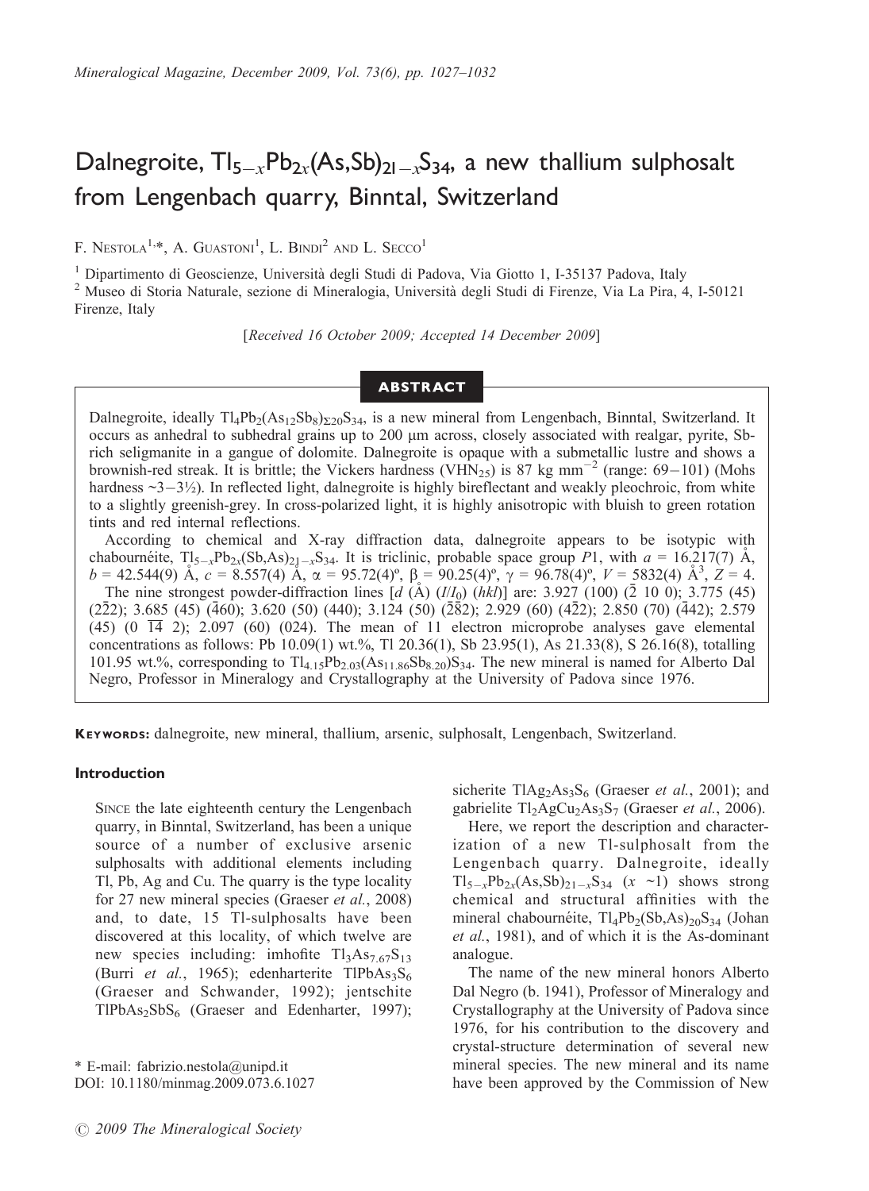# Dalnegroite, $Tl_{5-x}Pb_{2x}(As,Sb)_{21-x}S_{34}$, a new thallium sulphosalt from Lengenbach quarry, Binntal, Switzerland

F. Nestola[1,*], A. Guastoni[1], L. Bindi[2] and L. Secco[1]

[1] Dipartimento di Geoscienze, Università degli Studi di Padova, Via Giotto 1, I-35137 Padova, Italy
[2] Museo di Storia Naturale, sezione di Mineralogia, Università degli Studi di Firenze, Via La Pira, 4, I-50121 Firenze, Italy

*[Received 16 October 2009; Accepted 14 December 2009]*

## ABSTRACT

Dalnegroite, ideally $Tl_4Pb_2(As_{12}Sb_8)_{\Sigma 20}S_{34}$, is a new mineral from Lengenbach, Binntal, Switzerland. It occurs as anhedral to subhedral grains up to 200 μm across, closely associated with realgar, pyrite, Sb-rich seligmanite in a gangue of dolomite. Dalnegroite is opaque with a submetallic lustre and shows a brownish-red streak. It is brittle; the Vickers hardness ($VHN_{25}$) is 87 kg $mm^{-2}$ (range: 69–101) (Mohs hardness ~3–3½). In reflected light, dalnegroite is highly bireflectant and weakly pleochroic, from white to a slightly greenish-grey. In cross-polarized light, it is highly anisotropic with bluish to green rotation tints and red internal reflections.

According to chemical and X-ray diffraction data, dalnegroite appears to be isotypic with chabournéite, $Tl_{5-x}Pb_{2x}(Sb,As)_{21-x}S_{34}$. It is triclinic, probable space group $P1$, with $a$ = 16.217(7) Å, $b$ = 42.544(9) Å, $c$ = 8.557(4) Å, $\alpha$ = 95.72(4)º, $\beta$ = 90.25(4)º, $\gamma$ = 96.78(4)º, $V$ = 5832(4) $Å^3$, $Z$ = 4.

The nine strongest powder-diffraction lines [$d$ (Å) ($I/I_0$) ($hkl$)] are: 3.927 (100) ($\bar{2}$ 10 0); 3.775 (45) ($2\bar{2}2$); 3.685 (45) ($\bar{4}60$); 3.620 (50) (440); 3.124 (50) ($2\bar{8}2$); 2.929 (60) ($4\bar{2}2$); 2.850 (70) ($\bar{4}42$); 2.579 (45) (0 $\overline{14}$ 2); 2.097 (60) (024). The mean of 11 electron microprobe analyses gave elemental concentrations as follows: Pb 10.09(1) wt.%, Tl 20.36(1), Sb 23.95(1), As 21.33(8), S 26.16(8), totalling 101.95 wt.%, corresponding to $Tl_{4.15}Pb_{2.03}(As_{11.86}Sb_{8.20})S_{34}$. The new mineral is named for Alberto Dal Negro, Professor in Mineralogy and Crystallography at the University of Padova since 1976.

**Keywords:** dalnegroite, new mineral, thallium, arsenic, sulphosalt, Lengenbach, Switzerland.

### Introduction

Since the late eighteenth century the Lengenbach quarry, in Binntal, Switzerland, has been a unique source of a number of exclusive arsenic sulphosalts with additional elements including Tl, Pb, Ag and Cu. The quarry is the type locality for 27 new mineral species (Graeser *et al.*, 2008) and, to date, 15 Tl-sulphosalts have been discovered at this locality, of which twelve are new species including: imhofite $Tl_3As_{7.67}S_{13}$ (Burri *et al.*, 1965); edenharterite $TlPbAs_3S_6$ (Graeser and Schwander, 1992); jentschite $TlPbAs_2SbS_6$ (Graeser and Edenharter, 1997); sicherite $TlAg_2As_3S_6$ (Graeser *et al.*, 2001); and gabrielite $Tl_2AgCu_2As_3S_7$ (Graeser *et al.*, 2006).

Here, we report the description and characterization of a new Tl-sulphosalt from the Lengenbach quarry. Dalnegroite, ideally $Tl_{5-x}Pb_{2x}(As,Sb)_{21-x}S_{34}$ ($x$ ~1) shows strong chemical and structural affinities with the mineral chabournéite, $Tl_4Pb_2(Sb,As)_{20}S_{34}$ (Johan *et al.*, 1981), and of which it is the As-dominant analogue.

The name of the new mineral honors Alberto Dal Negro (b. 1941), Professor of Mineralogy and Crystallography at the University of Padova since 1976, for his contribution to the discovery and crystal-structure determination of several new mineral species. The new mineral and its name have been approved by the Commission of New

\* E-mail: fabrizio.nestola@unipd.it
DOI: 10.1180/minmag.2009.073.6.1027

© 2009 The Mineralogical Society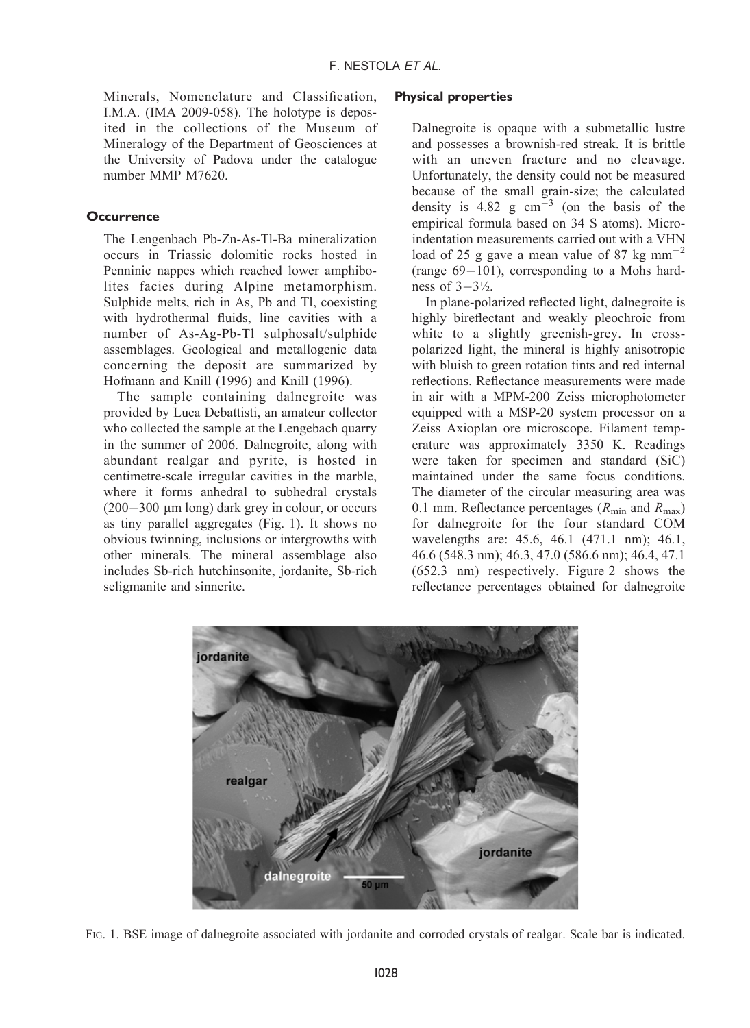Minerals, Nomenclature and Classification, I.M.A. (IMA 2009-058). The holotype is deposited in the collections of the Museum of Mineralogy of the Department of Geosciences at the University of Padova under the catalogue number MMP M7620.

## Occurrence

The Lengenbach Pb-Zn-As-Tl-Ba mineralization occurs in Triassic dolomitic rocks hosted in Penninic nappes which reached lower amphibolites facies during Alpine metamorphism. Sulphide melts, rich in As, Pb and Tl, coexisting with hydrothermal fluids, line cavities with a number of As-Ag-Pb-Tl sulphosalt/sulphide assemblages. Geological and metallogenic data concerning the deposit are summarized by Hofmann and Knill (1996) and Knill (1996).

The sample containing dalnegroite was provided by Luca Debattisti, an amateur collector who collected the sample at the Lengebach quarry in the summer of 2006. Dalnegroite, along with abundant realgar and pyrite, is hosted in centimetre-scale irregular cavities in the marble, where it forms anhedral to subhedral crystals (200−300 μm long) dark grey in colour, or occurs as tiny parallel aggregates (Fig. 1). It shows no obvious twinning, inclusions or intergrowths with other minerals. The mineral assemblage also includes Sb-rich hutchinsonite, jordanite, Sb-rich seligmanite and sinnerite.

## Physical properties

Dalnegroite is opaque with a submetallic lustre and possesses a brownish-red streak. It is brittle with an uneven fracture and no cleavage. Unfortunately, the density could not be measured because of the small grain-size; the calculated density is 4.82 g $cm^{-3}$ (on the basis of the empirical formula based on 34 S atoms). Microindentation measurements carried out with a VHN load of 25 g gave a mean value of 87 kg $mm^{-2}$ (range 69−101), corresponding to a Mohs hardness of 3−3½.

In plane-polarized reflected light, dalnegroite is highly bireflectant and weakly pleochroic from white to a slightly greenish-grey. In cross-polarized light, the mineral is highly anisotropic with bluish to green rotation tints and red internal reflections. Reflectance measurements were made in air with a MPM-200 Zeiss microphotometer equipped with a MSP-20 system processor on a Zeiss Axioplan ore microscope. Filament temperature was approximately 3350 K. Readings were taken for specimen and standard (SiC) maintained under the same focus conditions. The diameter of the circular measuring area was 0.1 mm. Reflectance percentages ($R_{min}$ and $R_{max}$) for dalnegroite for the four standard COM wavelengths are: 45.6, 46.1 (471.1 nm); 46.1, 46.6 (548.3 nm); 46.3, 47.0 (586.6 nm); 46.4, 47.1 (652.3 nm) respectively. Figure 2 shows the reflectance percentages obtained for dalnegroite

FIG. 1. BSE image of dalnegroite associated with jordanite and corroded crystals of realgar. Scale bar is indicated.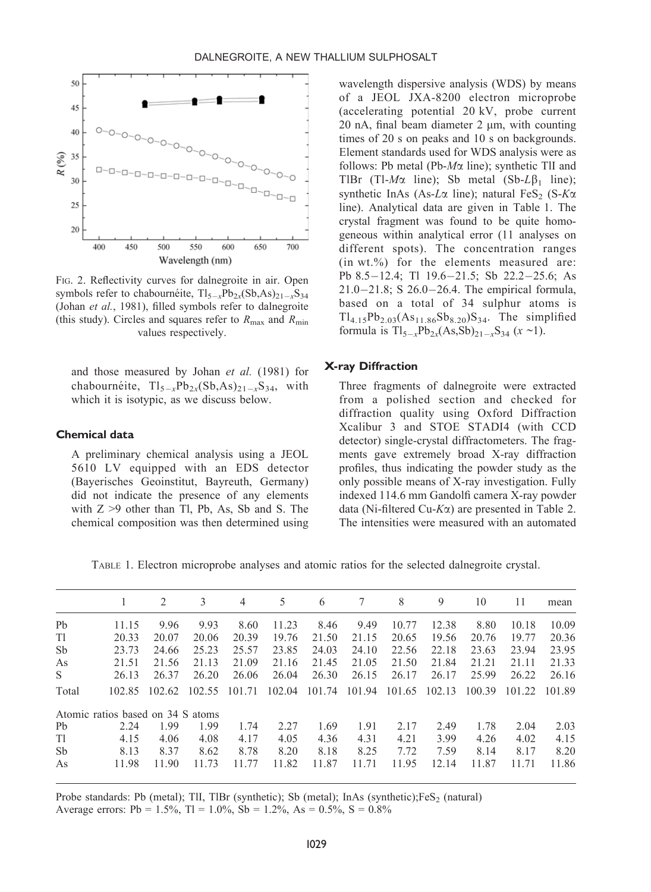FIG. 2. Reflectivity curves for dalnegroite in air. Open symbols refer to chabournéite, $Tl_{5-x}Pb_{2x}(Sb,As)_{21-x}S_{34}$ (Johan *et al.*, 1981), filled symbols refer to dalnegroite (this study). Circles and squares refer to $R_{max}$ and $R_{min}$ values respectively.

and those measured by Johan *et al.* (1981) for chabournéite, $Tl_{5-x}Pb_{2x}(Sb,As)_{21-x}S_{34}$, with which it is isotypic, as we discuss below.

## Chemical data

A preliminary chemical analysis using a JEOL 5610 LV equipped with an EDS detector (Bayerisches Geoinstitut, Bayreuth, Germany) did not indicate the presence of any elements with Z >9 other than Tl, Pb, As, Sb and S. The chemical composition was then determined using wavelength dispersive analysis (WDS) by means of a JEOL JXA-8200 electron microprobe (accelerating potential 20 kV, probe current 20 nA, final beam diameter 2 μm, with counting times of 20 s on peaks and 10 s on backgrounds. Element standards used for WDS analysis were as follows: Pb metal (Pb-$M\alpha$ line); synthetic TlI and TlBr (Tl-$M\alpha$ line); Sb metal (Sb-$L\beta_1$ line); synthetic InAs (As-$L\alpha$ line); natural $FeS_2$ (S-$K\alpha$ line). Analytical data are given in Table 1. The crystal fragment was found to be quite homogeneous within analytical error (11 analyses on different spots). The concentration ranges (in wt.%) for the elements measured are: Pb 8.5–12.4; Tl 19.6–21.5; Sb 22.2–25.6; As 21.0–21.8; S 26.0–26.4. The empirical formula, based on a total of 34 sulphur atoms is $Tl_{4.15}Pb_{2.03}(As_{11.86}Sb_{8.20})S_{34}$. The simplified formula is $Tl_{5-x}Pb_{2x}(As,Sb)_{21-x}S_{34}$ ($x$ ~1).

## X-ray Diffraction

Three fragments of dalnegroite were extracted from a polished section and checked for diffraction quality using Oxford Diffraction Xcalibur 3 and STOE STADI4 (with CCD detector) single-crystal diffractometers. The fragments gave extremely broad X-ray diffraction profiles, thus indicating the powder study as the only possible means of X-ray investigation. Fully indexed 114.6 mm Gandolfi camera X-ray powder data (Ni-filtered Cu-$K\alpha$) are presented in Table 2. The intensities were measured with an automated

TABLE 1. Electron microprobe analyses and atomic ratios for the selected dalnegroite crystal.

| | 1 | 2 | 3 | 4 | 5 | 6 | 7 | 8 | 9 | 10 | 11 | mean |
|---|---|---|---|---|---|---|---|---|---|---|---|---|
| Pb | 11.15 | 9.96 | 9.93 | 8.60 | 11.23 | 8.46 | 9.49 | 10.77 | 12.38 | 8.80 | 10.18 | 10.09 |
| Tl | 20.33 | 20.07 | 20.06 | 20.39 | 19.76 | 21.50 | 21.15 | 20.65 | 19.56 | 20.76 | 19.77 | 20.36 |
| Sb | 23.73 | 24.66 | 25.23 | 25.57 | 23.85 | 24.03 | 24.10 | 22.56 | 22.18 | 23.63 | 23.94 | 23.95 |
| As | 21.51 | 21.56 | 21.13 | 21.09 | 21.16 | 21.45 | 21.05 | 21.50 | 21.84 | 21.21 | 21.11 | 21.33 |
| S | 26.13 | 26.37 | 26.20 | 26.06 | 26.04 | 26.30 | 26.15 | 26.17 | 26.17 | 25.99 | 26.22 | 26.16 |
| Total | 102.85 | 102.62 | 102.55 | 101.71 | 102.04 | 101.74 | 101.94 | 101.65 | 102.13 | 100.39 | 101.22 | 101.89 |
| Atomic ratios based on 34 S atoms | | | | | | | | | | | | |
| Pb | 2.24 | 1.99 | 1.99 | 1.74 | 2.27 | 1.69 | 1.91 | 2.17 | 2.49 | 1.78 | 2.04 | 2.03 |
| Tl | 4.15 | 4.06 | 4.08 | 4.17 | 4.05 | 4.36 | 4.31 | 4.21 | 3.99 | 4.26 | 4.02 | 4.15 |
| Sb | 8.13 | 8.37 | 8.62 | 8.78 | 8.20 | 8.18 | 8.25 | 7.72 | 7.59 | 8.14 | 8.17 | 8.20 |
| As | 11.98 | 11.90 | 11.73 | 11.77 | 11.82 | 11.87 | 11.71 | 11.95 | 12.14 | 11.87 | 11.71 | 11.86 |

Probe standards: Pb (metal); TlI, TlBr (synthetic); Sb (metal); InAs (synthetic); $FeS_2$ (natural)
Average errors: Pb = 1.5%, Tl = 1.0%, Sb = 1.2%, As = 0.5%, S = 0.8%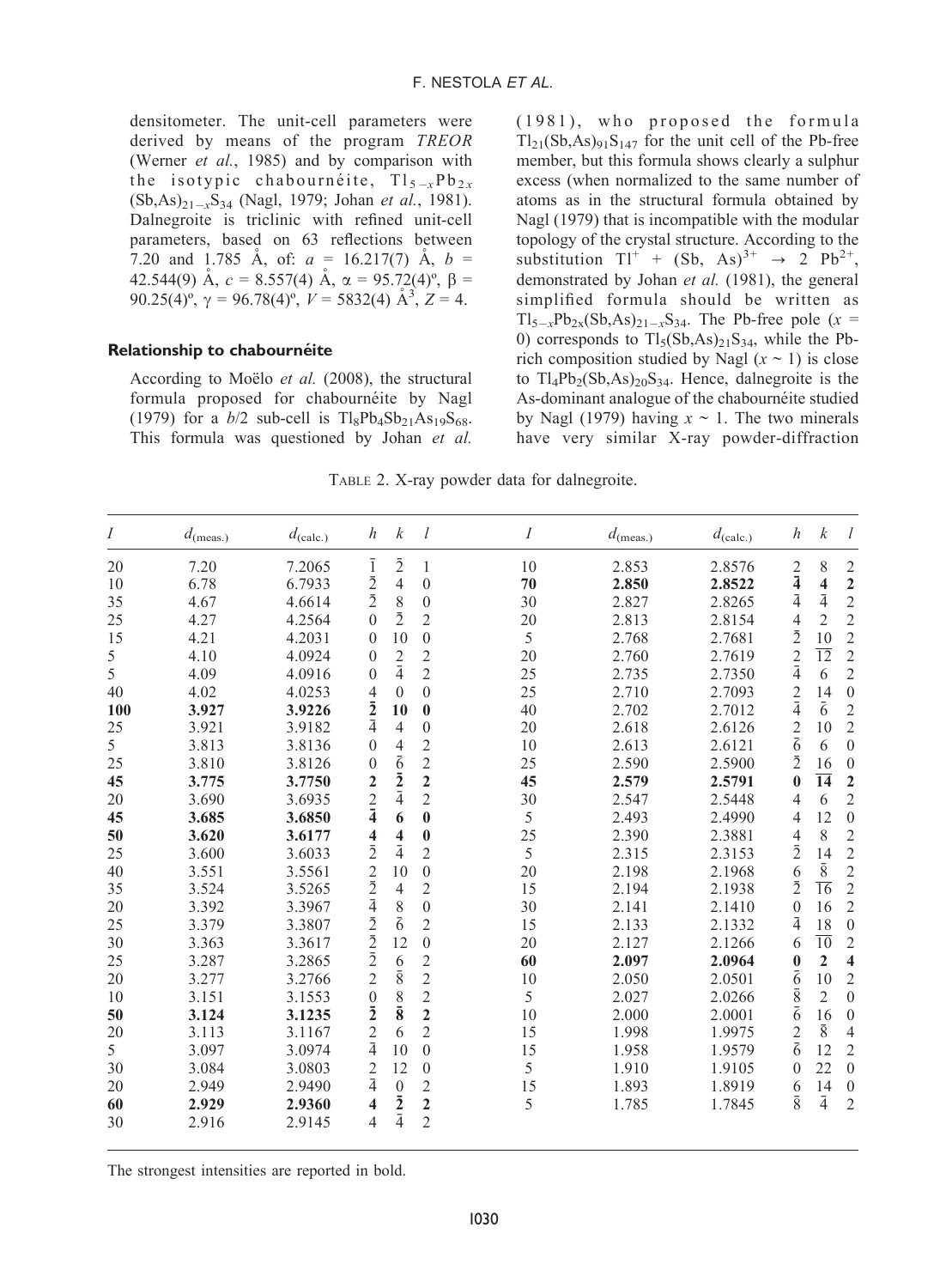densitometer. The unit-cell parameters were derived by means of the program *TREOR* (Werner *et al.*, 1985) and by comparison with the isotypic chabournéite, $Tl_{5-x}Pb_{2x}(Sb,As)_{21-x}S_{34}$ (Nagl, 1979; Johan *et al.*, 1981). Dalnegroite is triclinic with refined unit-cell parameters, based on 63 reflections between 7.20 and 1.785 Å, of: $a$ = 16.217(7) Å, $b$ = 42.544(9) Å, $c$ = 8.557(4) Å, $\alpha$ = 95.72(4)º, $\beta$ = 90.25(4)º, $\gamma$ = 96.78(4)º, $V$ = 5832(4) Å$^3$, $Z$ = 4.

### Relationship to chabournéite

According to Moëlo *et al.* (2008), the structural formula proposed for chabournéite by Nagl (1979) for a $b/2$ sub-cell is $Tl_8Pb_4Sb_{21}As_{19}S_{68}$. This formula was questioned by Johan *et al.* (1981), who proposed the formula $Tl_{21}(Sb,As)_{91}S_{147}$ for the unit cell of the Pb-free member, but this formula shows clearly a sulphur excess (when normalized to the same number of atoms as in the structural formula obtained by Nagl (1979) that is incompatible with the modular topology of the crystal structure. According to the substitution $Tl^+ + (Sb, As)^{3+} \rightarrow 2\ Pb^{2+}$, demonstrated by Johan *et al.* (1981), the general simplified formula should be written as $Tl_{5-x}Pb_{2x}(Sb,As)_{21-x}S_{34}$. The Pb-free pole ($x$ = 0) corresponds to $Tl_5(Sb,As)_{21}S_{34}$, while the Pb-rich composition studied by Nagl ($x \sim 1$) is close to $Tl_4Pb_2(Sb,As)_{20}S_{34}$. Hence, dalnegroite is the As-dominant analogue of the chabournéite studied by Nagl (1979) having $x \sim 1$. The two minerals have very similar X-ray powder-diffraction

TABLE 2. X-ray powder data for dalnegroite.

| $I$ | $d_{(meas.)}$ | $d_{(calc.)}$ | $h$ | $k$ | $l$ | $I$ | $d_{(meas.)}$ | $d_{(calc.)}$ | $h$ | $k$ | $l$ |
|---|---|---|---|---|---|---|---|---|---|---|---|
| 20 | 7.20 | 7.2065 | $\bar{1}$ | $\bar{2}$ | 1 | 10 | 2.853 | 2.8576 | $\bar{2}$ | 8 | 2 |
| 10 | 6.78 | 6.7933 | $\bar{2}$ | 4 | 0 | **70** | **2.850** | **2.8522** | $\mathbf{\bar{4}}$ | **4** | **2** |
| 35 | 4.67 | 4.6614 | $\bar{2}$ | 8 | 0 | 30 | 2.827 | 2.8265 | $\bar{4}$ | $\bar{4}$ | 2 |
| 25 | 4.27 | 4.2564 | 0 | $\bar{2}$ | 2 | 20 | 2.813 | 2.8154 | 4 | 2 | 2 |
| 15 | 4.21 | 4.2031 | 0 | 10 | 0 | 5 | 2.768 | 2.7681 | $\bar{2}$ | 10 | 2 |
| 5 | 4.10 | 4.0924 | 0 | 2 | 2 | 20 | 2.760 | 2.7619 | 2 | $\overline{12}$ | 2 |
| 5 | 4.09 | 4.0916 | 0 | $\bar{4}$ | 2 | 25 | 2.735 | 2.7350 | $\bar{4}$ | 6 | 2 |
| 40 | 4.02 | 4.0253 | 4 | 0 | 0 | 25 | 2.710 | 2.7093 | 2 | 14 | 0 |
| **100** | **3.927** | **3.9226** | $\mathbf{\bar{2}}$ | **10** | **0** | 40 | 2.702 | 2.7012 | $\bar{4}$ | $\bar{6}$ | 2 |
| 25 | 3.921 | 3.9182 | $\bar{4}$ | 4 | 0 | 20 | 2.618 | 2.6126 | 2 | 10 | 2 |
| 5 | 3.813 | 3.8136 | 0 | 4 | 2 | 10 | 2.613 | 2.6121 | $\bar{6}$ | 6 | 0 |
| 25 | 3.810 | 3.8126 | 0 | $\bar{6}$ | 2 | 25 | 2.590 | 2.5900 | $\bar{2}$ | 16 | 0 |
| **45** | **3.775** | **3.7750** | **2** | $\mathbf{\bar{2}}$ | **2** | **45** | **2.579** | **2.5791** | **0** | $\mathbf{\overline{14}}$ | **2** |
| 20 | 3.690 | 3.6935 | 2 | $\bar{4}$ | 2 | 30 | 2.547 | 2.5448 | 4 | 6 | 2 |
| **45** | **3.685** | **3.6850** | $\mathbf{\bar{4}}$ | **6** | **0** | 5 | 2.493 | 2.4990 | 4 | 12 | 0 |
| **50** | **3.620** | **3.6177** | **4** | **4** | **0** | 25 | 2.390 | 2.3881 | 4 | 8 | 2 |
| 25 | 3.600 | 3.6033 | $\bar{2}$ | $\bar{4}$ | 2 | 5 | 2.315 | 2.3153 | $\bar{2}$ | 14 | 2 |
| 40 | 3.551 | 3.5561 | 2 | 10 | 0 | 20 | 2.198 | 2.1968 | 6 | $\bar{8}$ | 2 |
| 35 | 3.524 | 3.5265 | $\bar{2}$ | 4 | 2 | 15 | 2.194 | 2.1938 | $\bar{2}$ | $\overline{16}$ | 2 |
| 20 | 3.392 | 3.3967 | $\bar{4}$ | 8 | 0 | 30 | 2.141 | 2.1410 | 0 | 16 | 2 |
| 25 | 3.379 | 3.3807 | $\bar{2}$ | $\bar{6}$ | 2 | 15 | 2.133 | 2.1332 | $\bar{4}$ | 18 | 0 |
| 30 | 3.363 | 3.3617 | $\bar{2}$ | 12 | 0 | 20 | 2.127 | 2.1266 | 6 | $\overline{10}$ | 2 |
| 25 | 3.287 | 3.2865 | $\bar{2}$ | 6 | 2 | **60** | **2.097** | **2.0964** | **0** | **2** | **4** |
| 20 | 3.277 | 3.2766 | 2 | $\bar{8}$ | 2 | 10 | 2.050 | 2.0501 | $\bar{6}$ | 10 | 2 |
| 10 | 3.151 | 3.1553 | 0 | 8 | 2 | 5 | 2.027 | 2.0266 | $\bar{8}$ | 2 | 0 |
| **50** | **3.124** | **3.1235** | $\mathbf{\bar{2}}$ | $\mathbf{\bar{8}}$ | **2** | 10 | 2.000 | 2.0001 | $\bar{6}$ | 16 | 0 |
| 20 | 3.113 | 3.1167 | 2 | 6 | 2 | 15 | 1.998 | 1.9975 | 2 | $\bar{8}$ | 4 |
| 5 | 3.097 | 3.0974 | $\bar{4}$ | 10 | 0 | 15 | 1.958 | 1.9579 | $\bar{6}$ | 12 | 2 |
| 30 | 3.084 | 3.0803 | 2 | 12 | 0 | 5 | 1.910 | 1.9105 | 0 | 22 | 0 |
| 20 | 2.949 | 2.9490 | $\bar{4}$ | 0 | 2 | 15 | 1.893 | 1.8919 | 6 | 14 | 0 |
| **60** | **2.929** | **2.9360** | **4** | $\mathbf{\bar{2}}$ | **2** | 5 | 1.785 | 1.7845 | $\bar{8}$ | $\bar{4}$ | 2 |
| 30 | 2.916 | 2.9145 | 4 | $\bar{4}$ | 2 | | | | | | |

The strongest intensities are reported in bold.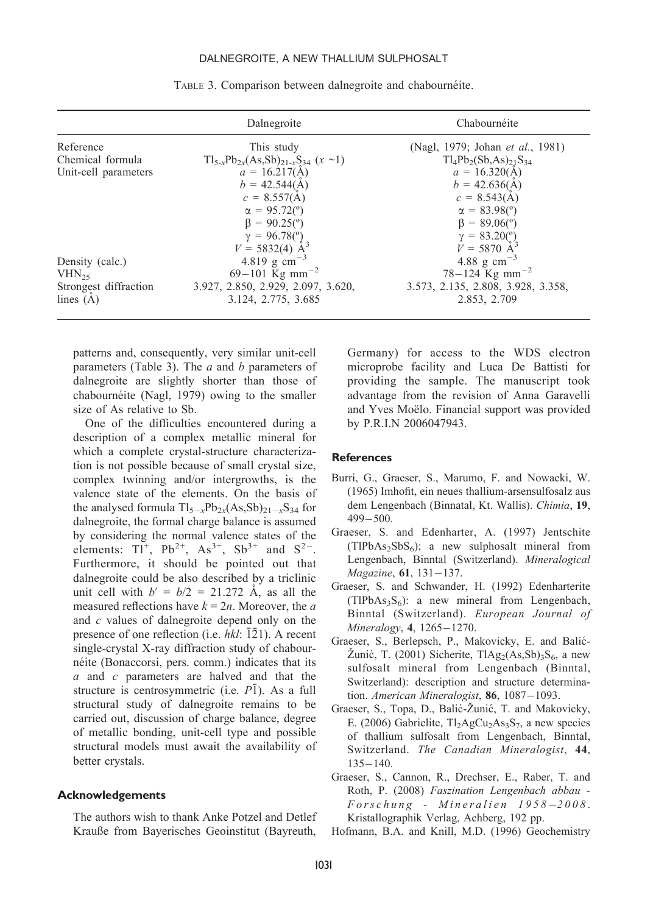TABLE 3. Comparison between dalnegroite and chabournéite.

| | Dalnegroite | Chabournéite |
|---|---|---|
| Reference | This study | (Nagl, 1979; Johan *et al.*, 1981) |
| Chemical formula | $Tl_{5-x}Pb_{2x}(As,Sb)_{21-x}S_{34}$ ($x$ ~1) | $Tl_4Pb_2(Sb,As)_{21}S_{34}$ |
| Unit-cell parameters | $a$ = 16.217(Å)<br>$b$ = 42.544(Å)<br>$c$ = 8.557(Å)<br>$\alpha$ = 95.72(°)<br>$\beta$ = 90.25(°)<br>$\gamma$ = 96.78(°)<br>$V$ = 5832(4) Å$^3$ | $a$ = 16.320(Å)<br>$b$ = 42.636(Å)<br>$c$ = 8.543(Å)<br>$\alpha$ = 83.98(°)<br>$\beta$ = 89.06(°)<br>$\gamma$ = 83.20(°)<br>$V$ = 5870 Å$^3$ |
| Density (calc.) | 4.819 g cm$^{-3}$ | 4.88 g cm$^{-3}$ |
| $VHN_{25}$ | 69–101 Kg mm$^{-2}$ | 78–124 Kg mm$^{-2}$ |
| Strongest diffraction lines (Å) | 3.927, 2.850, 2.929, 2.097, 3.620, 3.124, 2.775, 3.685 | 3.573, 2.135, 2.808, 3.928, 3.358, 2.853, 2.709 |

patterns and, consequently, very similar unit-cell parameters (Table 3). The $a$ and $b$ parameters of dalnegroite are slightly shorter than those of chabournéite (Nagl, 1979) owing to the smaller size of As relative to Sb.

One of the difficulties encountered during a description of a complex metallic mineral for which a complete crystal-structure characterization is not possible because of small crystal size, complex twinning and/or intergrowths, is the valence state of the elements. On the basis of the analysed formula $Tl_{5-x}Pb_{2x}(As,Sb)_{21-x}S_{34}$ for dalnegroite, the formal charge balance is assumed by considering the normal valence states of the elements: $Tl^{+}$, $Pb^{2+}$, $As^{3+}$, $Sb^{3+}$ and $S^{2-}$. Furthermore, it should be pointed out that dalnegroite could be also described by a triclinic unit cell with $b' = b/2 = 21.272$ Å, as all the measured reflections have $k = 2n$. Moreover, the $a$ and $c$ values of dalnegroite depend only on the presence of one reflection (i.e. $hkl$: $\bar{1}\bar{2}1$). A recent single-crystal X-ray diffraction study of chabournéite (Bonaccorsi, pers. comm.) indicates that its $a$ and $c$ parameters are halved and that the structure is centrosymmetric (i.e. $P\bar{1}$). As a full structural study of dalnegroite remains to be carried out, discussion of charge balance, degree of metallic bonding, unit-cell type and possible structural models must await the availability of better crystals.

## Acknowledgements

The authors wish to thank Anke Potzel and Detlef Krauße from Bayerisches Geoinstitut (Bayreuth, Germany) for access to the WDS electron microprobe facility and Luca De Battisti for providing the sample. The manuscript took advantage from the revision of Anna Garavelli and Yves Moëlo. Financial support was provided by P.R.I.N 2006047943.

## References

Burri, G., Graeser, S., Marumo, F. and Nowacki, W. (1965) Imhofit, ein neues thallium-arsensulfosalz aus dem Lengenbach (Binnatal, Kt. Wallis). *Chimia*, **19**, 499–500.

Graeser, S. and Edenharter, A. (1997) Jentschite ($TlPbAs_2SbS_6$); a new sulphosalt mineral from Lengenbach, Binntal (Switzerland). *Mineralogical Magazine*, **61**, 131–137.

Graeser, S. and Schwander, H. (1992) Edenharterite ($TlPbAs_3S_6$): a new mineral from Lengenbach, Binntal (Switzerland). *European Journal of Mineralogy*, **4**, 1265–1270.

Graeser, S., Berlepsch, P., Makovicky, E. and Balić-Žunić, T. (2001) Sicherite, $TlAg_2(As,Sb)_3S_6$, a new sulfosalt mineral from Lengenbach (Binntal, Switzerland): description and structure determination. *American Mineralogist*, **86**, 1087–1093.

Graeser, S., Topa, D., Balić-Žunić, T. and Makovicky, E. (2006) Gabrielite, $Tl_2AgCu_2As_3S_7$, a new species of thallium sulfosalt from Lengenbach, Binntal, Switzerland. *The Canadian Mineralogist*, **44**, 135–140.

Graeser, S., Cannon, R., Drechser, E., Raber, T. and Roth, P. (2008) *Faszination Lengenbach abbau - Forschung - Mineralien 1958–2008*. Kristallographik Verlag, Achberg, 192 pp.

Hofmann, B.A. and Knill, M.D. (1996) Geochemistry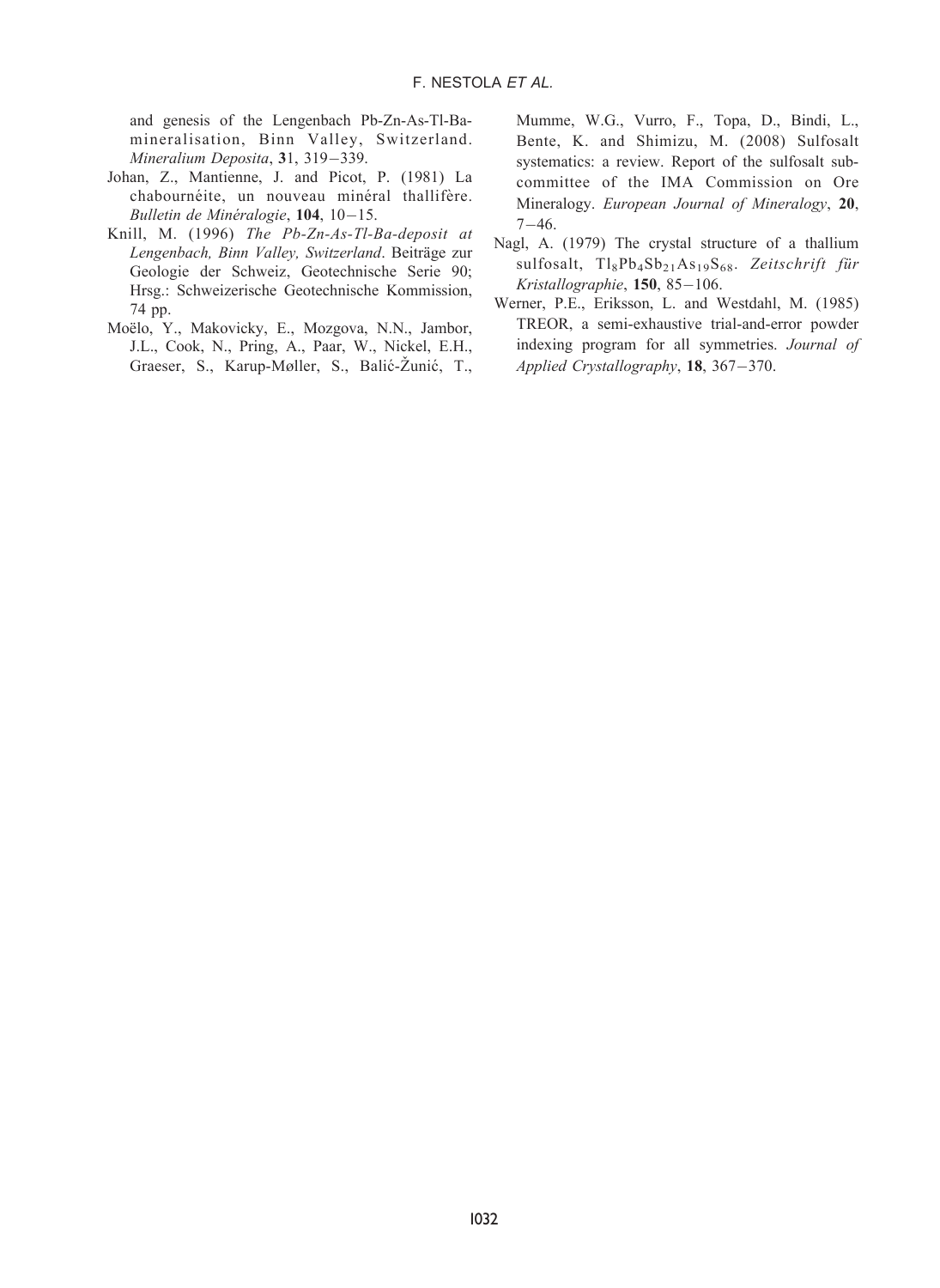and genesis of the Lengenbach Pb-Zn-As-Tl-Ba-mineralisation, Binn Valley, Switzerland. *Mineralium Deposita*, **3**1, 319−339.

Johan, Z., Mantienne, J. and Picot, P. (1981) La chabournéite, un nouveau minéral thallifère. *Bulletin de Minéralogie*, **104**, 10−15.

Knill, M. (1996) *The Pb-Zn-As-Tl-Ba-deposit at Lengenbach, Binn Valley, Switzerland*. Beiträge zur Geologie der Schweiz, Geotechnische Serie 90; Hrsg.: Schweizerische Geotechnische Kommission, 74 pp.

Moëlo, Y., Makovicky, E., Mozgova, N.N., Jambor, J.L., Cook, N., Pring, A., Paar, W., Nickel, E.H., Graeser, S., Karup-Møller, S., Balić-Žunić, T., Mumme, W.G., Vurro, F., Topa, D., Bindi, L., Bente, K. and Shimizu, M. (2008) Sulfosalt systematics: a review. Report of the sulfosalt sub-committee of the IMA Commission on Ore Mineralogy. *European Journal of Mineralogy*, **20**, 7−46.

Nagl, A. (1979) The crystal structure of a thallium sulfosalt, $Tl_8Pb_4Sb_{21}As_{19}S_{68}$. *Zeitschrift für Kristallographie*, **150**, 85−106.

Werner, P.E., Eriksson, L. and Westdahl, M. (1985) TREOR, a semi-exhaustive trial-and-error powder indexing program for all symmetries. *Journal of Applied Crystallography*, **18**, 367−370.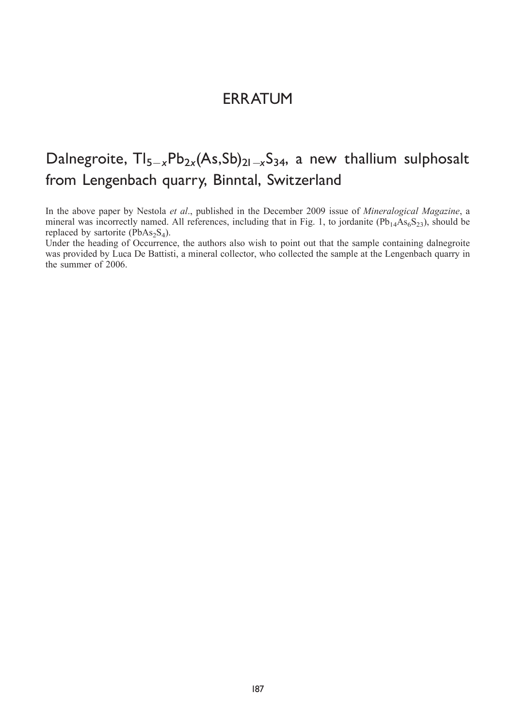# ERRATUM

## Dalnegroite, $Tl_{5-x}Pb_{2x}(As,Sb)_{21-x}S_{34}$, a new thallium sulphosalt from Lengenbach quarry, Binntal, Switzerland

In the above paper by Nestola *et al*., published in the December 2009 issue of *Mineralogical Magazine*, a mineral was incorrectly named. All references, including that in Fig. 1, to jordanite ($Pb_{14}As_6S_{23}$), should be replaced by sartorite ($PbAs_2S_4$).

Under the heading of Occurrence, the authors also wish to point out that the sample containing dalnegroite was provided by Luca De Battisti, a mineral collector, who collected the sample at the Lengenbach quarry in the summer of 2006.